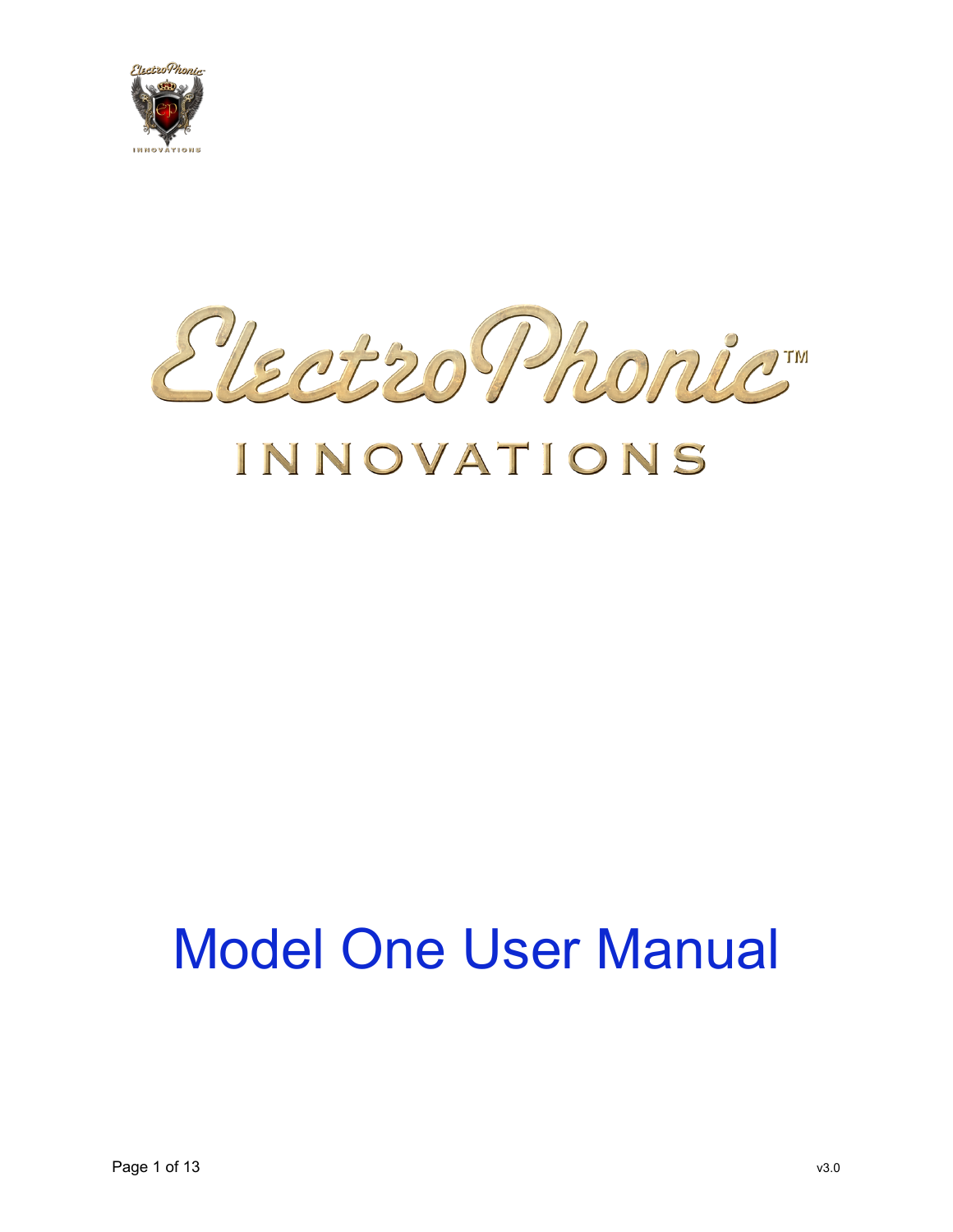# ElectroPhonic™

## INNOVATIONS

# Model One User Manual

v3.0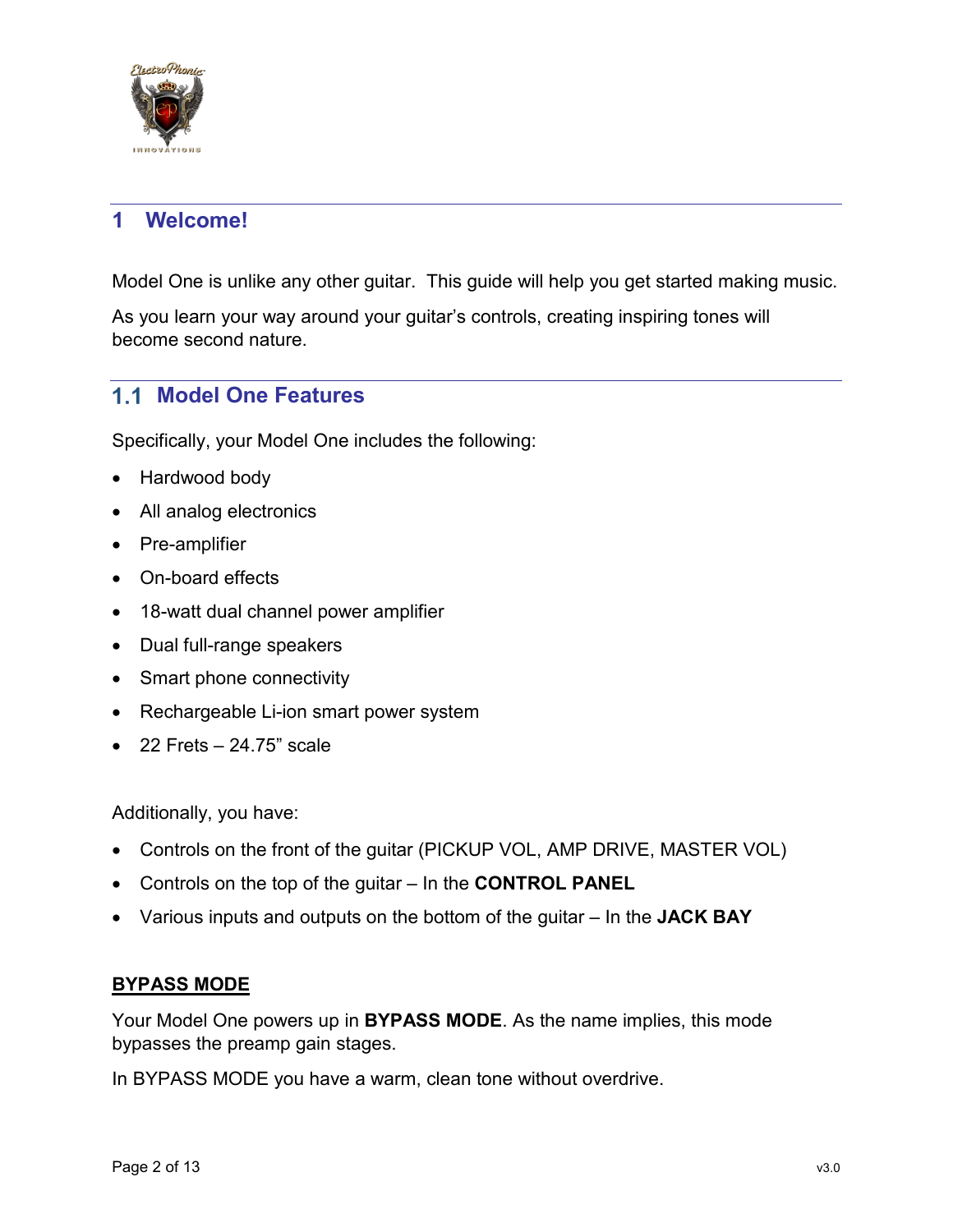# 1 Welcome!

Model One is unlike any other guitar. This guide will help you get started making music.

As you learn your way around your guitar's controls, creating inspiring tones will become second nature.

## 1.1 Model One Features

Specifically, your Model One includes the following:

- Hardwood body
- All analog electronics
- Pre-amplifier
- On-board effects
- 18-watt dual channel power amplifier
- Dual full-range speakers
- Smart phone connectivity
- Rechargeable Li-ion smart power system
- 22 Frets – 24.75" scale

Additionally, you have:

- Controls on the front of the guitar (PICKUP VOL, AMP DRIVE, MASTER VOL)
- Controls on the top of the guitar – In the **CONTROL PANEL**
- Various inputs and outputs on the bottom of the guitar – In the **JACK BAY**

**BYPASS MODE**

Your Model One powers up in **BYPASS MODE**. As the name implies, this mode bypasses the preamp gain stages.

In BYPASS MODE you have a warm, clean tone without overdrive.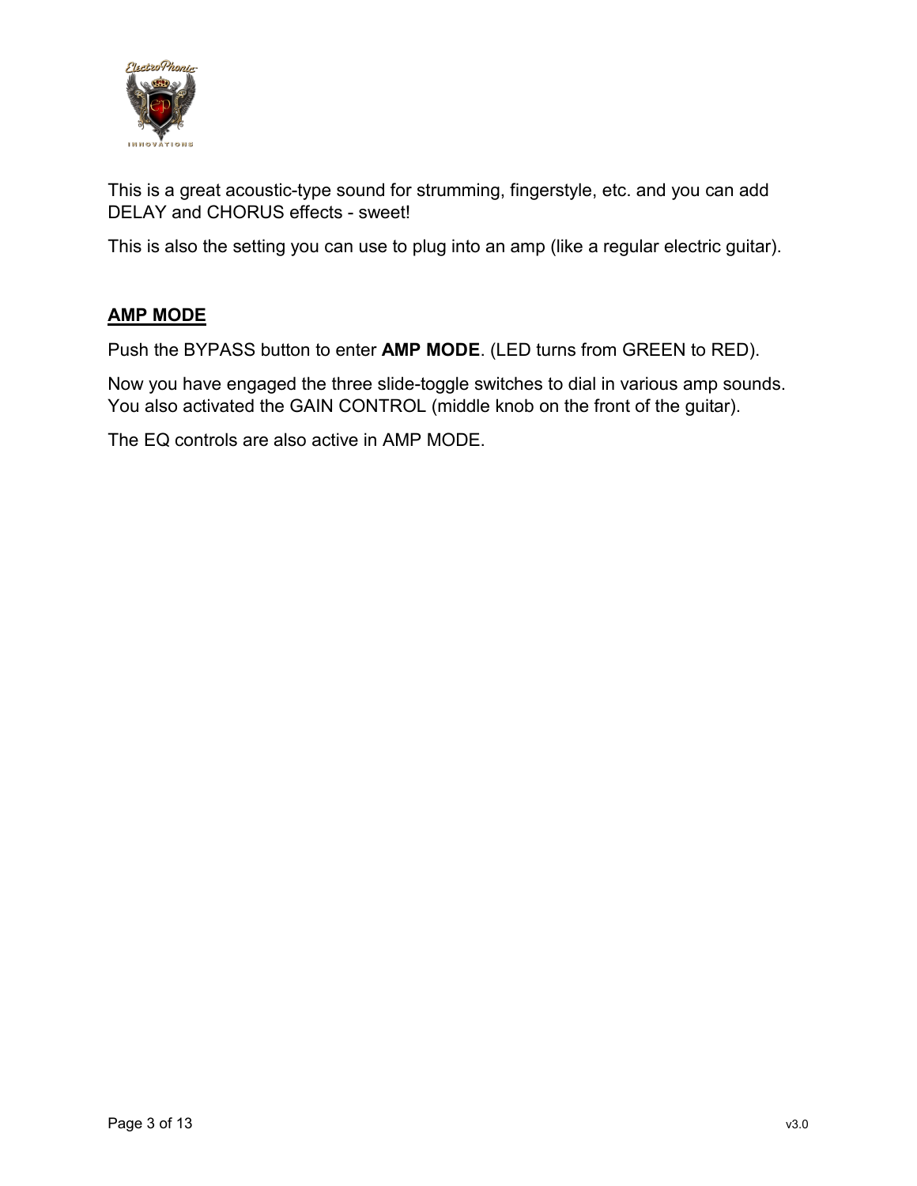This is a great acoustic-type sound for strumming, fingerstyle, etc. and you can add DELAY and CHORUS effects - sweet!

This is also the setting you can use to plug into an amp (like a regular electric guitar).

## AMP MODE

Push the BYPASS button to enter **AMP MODE**. (LED turns from GREEN to RED).

Now you have engaged the three slide-toggle switches to dial in various amp sounds. You also activated the GAIN CONTROL (middle knob on the front of the guitar).

The EQ controls are also active in AMP MODE.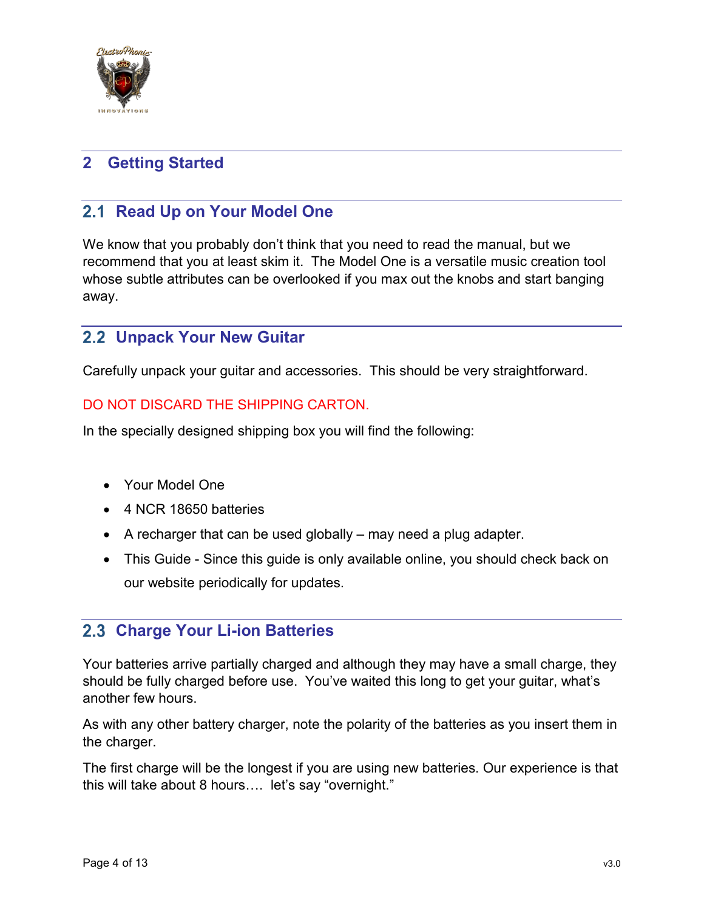# 2 Getting Started

## 2.1 Read Up on Your Model One

We know that you probably don't think that you need to read the manual, but we recommend that you at least skim it. The Model One is a versatile music creation tool whose subtle attributes can be overlooked if you max out the knobs and start banging away.

## 2.2 Unpack Your New Guitar

Carefully unpack your guitar and accessories. This should be very straightforward.

DO NOT DISCARD THE SHIPPING CARTON.

In the specially designed shipping box you will find the following:

- Your Model One
- 4 NCR 18650 batteries
- A recharger that can be used globally – may need a plug adapter.
- This Guide - Since this guide is only available online, you should check back on our website periodically for updates.

## 2.3 Charge Your Li-ion Batteries

Your batteries arrive partially charged and although they may have a small charge, they should be fully charged before use. You've waited this long to get your guitar, what's another few hours.

As with any other battery charger, note the polarity of the batteries as you insert them in the charger.

The first charge will be the longest if you are using new batteries. Our experience is that this will take about 8 hours…. let's say "overnight."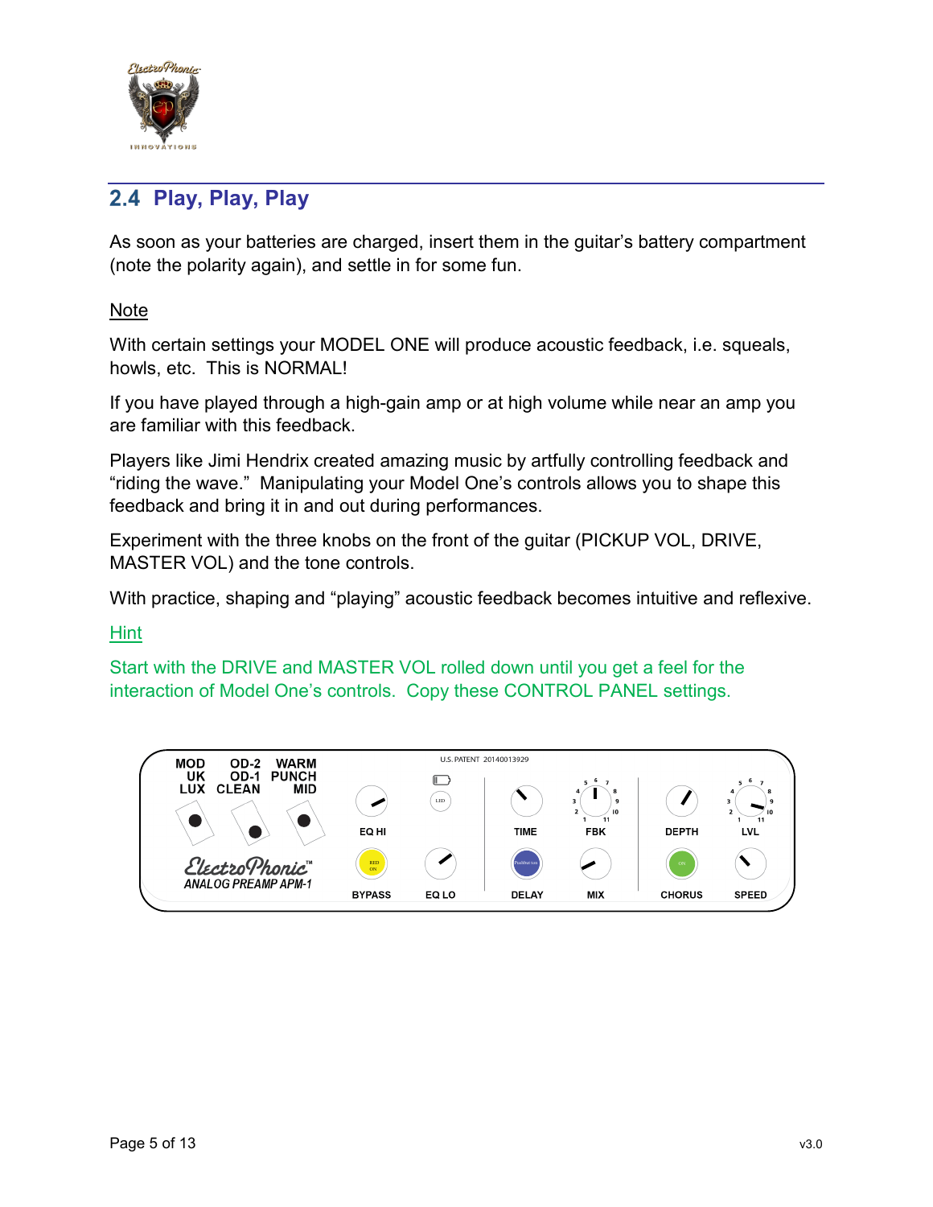## 2.4 Play, Play, Play

As soon as your batteries are charged, insert them in the guitar's battery compartment (note the polarity again), and settle in for some fun.

Note

With certain settings your MODEL ONE will produce acoustic feedback, i.e. squeals, howls, etc. This is NORMAL!

If you have played through a high-gain amp or at high volume while near an amp you are familiar with this feedback.

Players like Jimi Hendrix created amazing music by artfully controlling feedback and "riding the wave." Manipulating your Model One's controls allows you to shape this feedback and bring it in and out during performances.

Experiment with the three knobs on the front of the guitar (PICKUP VOL, DRIVE, MASTER VOL) and the tone controls.

With practice, shaping and "playing" acoustic feedback becomes intuitive and reflexive.

Hint

Start with the DRIVE and MASTER VOL rolled down until you get a feel for the interaction of Model One's controls. Copy these CONTROL PANEL settings.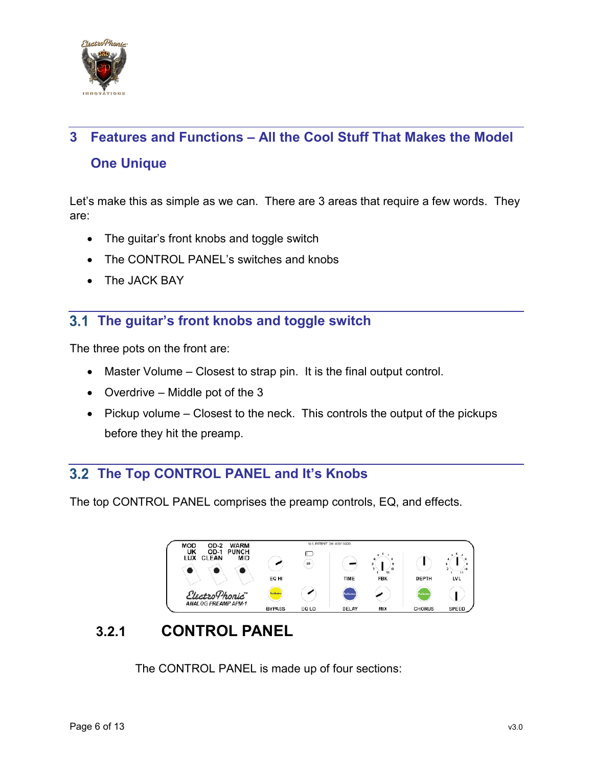# 3 Features and Functions – All the Cool Stuff That Makes the Model One Unique

Let's make this as simple as we can. There are 3 areas that require a few words. They are:

- The guitar's front knobs and toggle switch
- The CONTROL PANEL's switches and knobs
- The JACK BAY

## 3.1 The guitar's front knobs and toggle switch

The three pots on the front are:

- Master Volume – Closest to strap pin. It is the final output control.
- Overdrive – Middle pot of the 3
- Pickup volume – Closest to the neck. This controls the output of the pickups before they hit the preamp.

## 3.2 The Top CONTROL PANEL and It's Knobs

The top CONTROL PANEL comprises the preamp controls, EQ, and effects.

### 3.2.1 CONTROL PANEL

The CONTROL PANEL is made up of four sections: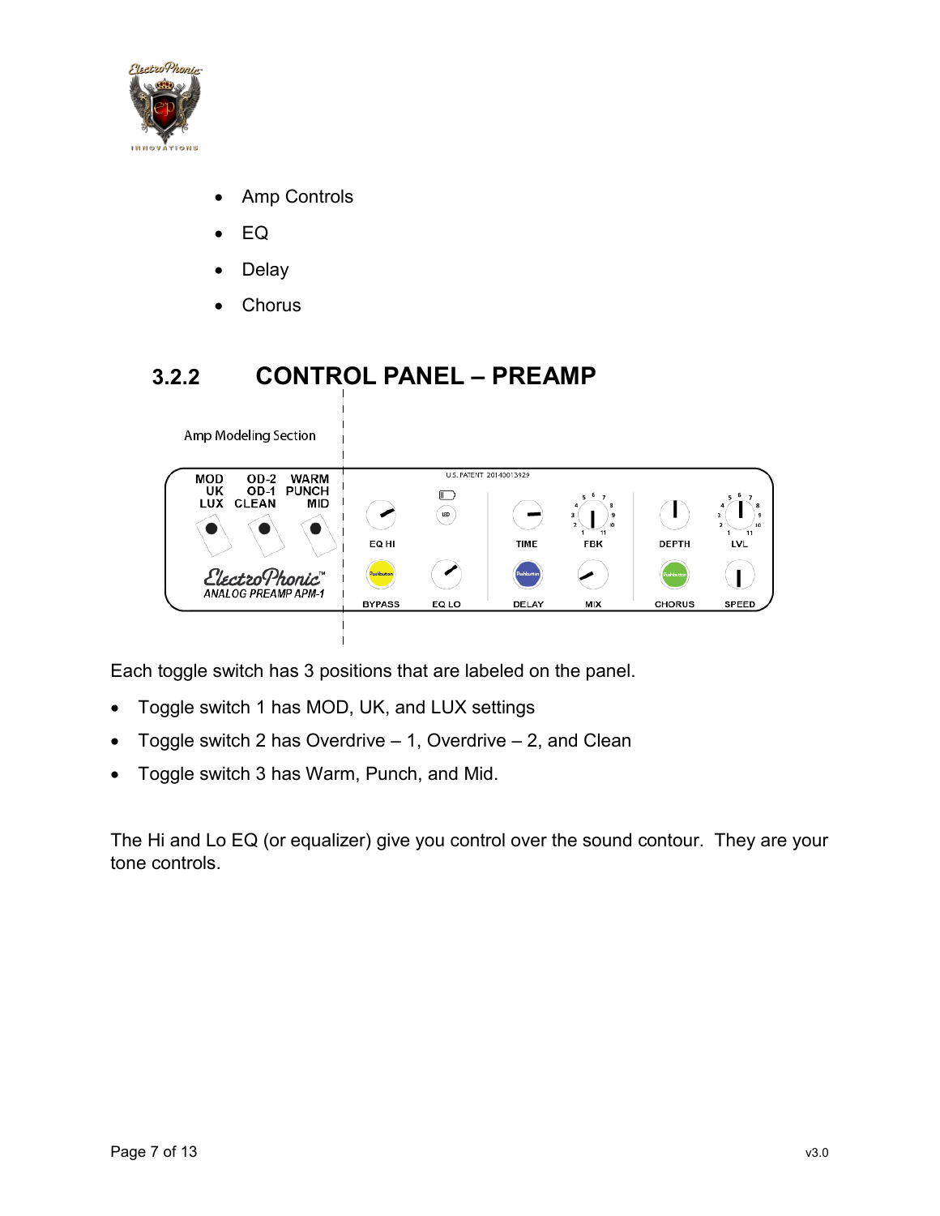- Amp Controls
- EQ
- Delay
- Chorus

### 3.2.2 CONTROL PANEL – PREAMP

Amp Modeling Section

Each toggle switch has 3 positions that are labeled on the panel.

- Toggle switch 1 has MOD, UK, and LUX settings
- Toggle switch 2 has Overdrive – 1, Overdrive – 2, and Clean
- Toggle switch 3 has Warm, Punch, and Mid.

The Hi and Lo EQ (or equalizer) give you control over the sound contour. They are your tone controls.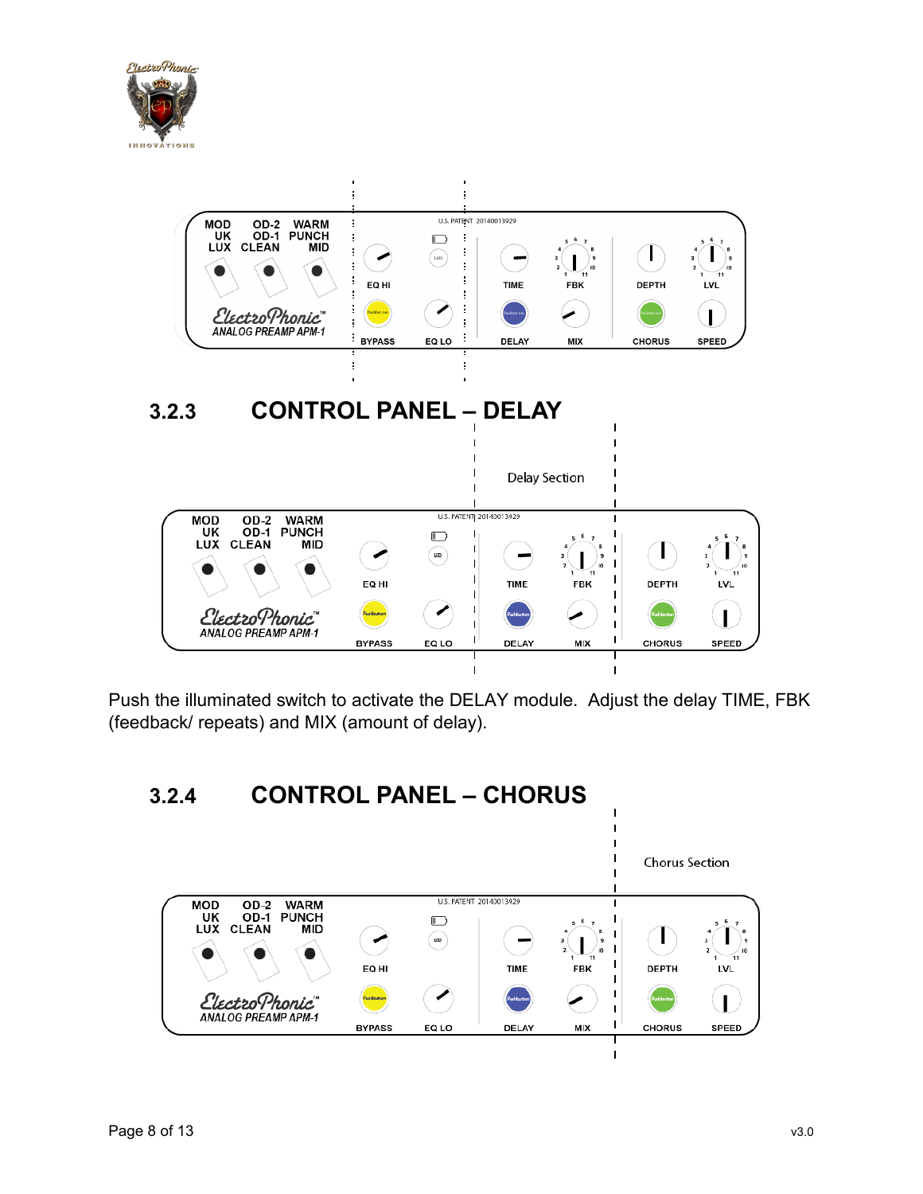### 3.2.3 CONTROL PANEL – DELAY

Push the illuminated switch to activate the DELAY module. Adjust the delay TIME, FBK (feedback/ repeats) and MIX (amount of delay).

### 3.2.4 CONTROL PANEL – CHORUS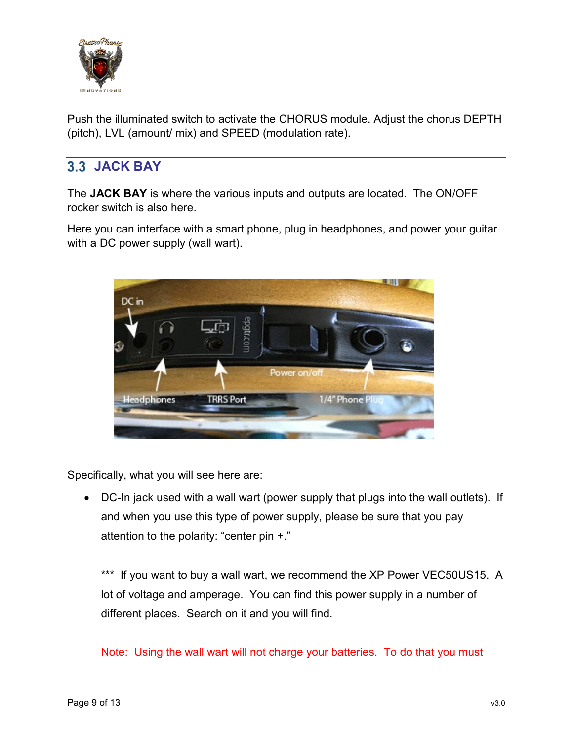Push the illuminated switch to activate the CHORUS module. Adjust the chorus DEPTH (pitch), LVL (amount/ mix) and SPEED (modulation rate).

## 3.3 JACK BAY

The **JACK BAY** is where the various inputs and outputs are located. The ON/OFF rocker switch is also here.

Here you can interface with a smart phone, plug in headphones, and power your guitar with a DC power supply (wall wart).

Specifically, what you will see here are:

- DC-In jack used with a wall wart (power supply that plugs into the wall outlets). If and when you use this type of power supply, please be sure that you pay attention to the polarity: "center pin +."

  *** If you want to buy a wall wart, we recommend the XP Power VEC50US15. A lot of voltage and amperage. You can find this power supply in a number of different places. Search on it and you will find.

  Note: Using the wall wart will not charge your batteries. To do that you must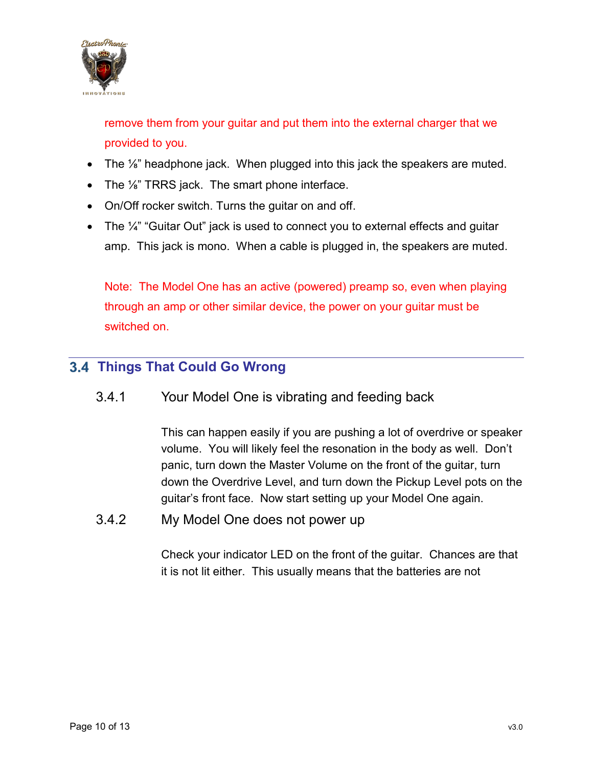remove them from your guitar and put them into the external charger that we provided to you.

- The ⅛" headphone jack. When plugged into this jack the speakers are muted.
- The ⅛" TRRS jack. The smart phone interface.
- On/Off rocker switch. Turns the guitar on and off.
- The ¼" "Guitar Out" jack is used to connect you to external effects and guitar amp. This jack is mono. When a cable is plugged in, the speakers are muted.

Note: The Model One has an active (powered) preamp so, even when playing through an amp or other similar device, the power on your guitar must be switched on.

## 3.4 Things That Could Go Wrong

### 3.4.1 Your Model One is vibrating and feeding back

This can happen easily if you are pushing a lot of overdrive or speaker volume. You will likely feel the resonation in the body as well. Don't panic, turn down the Master Volume on the front of the guitar, turn down the Overdrive Level, and turn down the Pickup Level pots on the guitar's front face. Now start setting up your Model One again.

### 3.4.2 My Model One does not power up

Check your indicator LED on the front of the guitar. Chances are that it is not lit either. This usually means that the batteries are not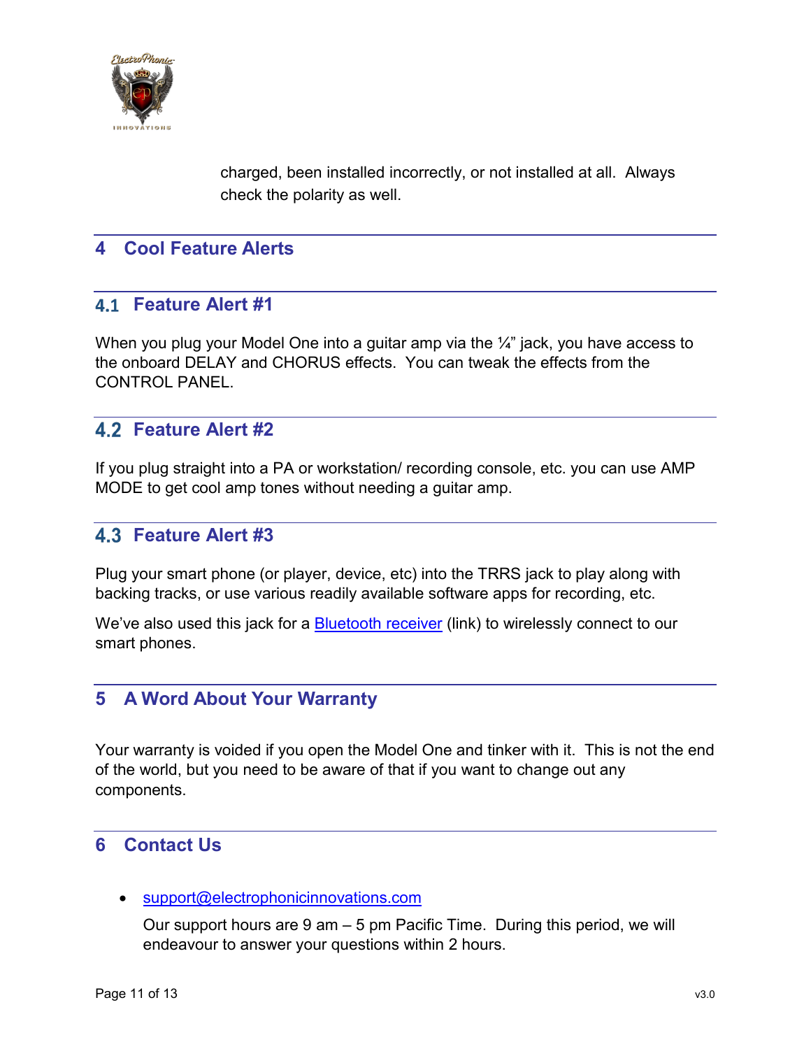charged, been installed incorrectly, or not installed at all. Always check the polarity as well.

# 4 Cool Feature Alerts

## 4.1 Feature Alert #1

When you plug your Model One into a guitar amp via the ¼" jack, you have access to the onboard DELAY and CHORUS effects. You can tweak the effects from the CONTROL PANEL.

## 4.2 Feature Alert #2

If you plug straight into a PA or workstation/ recording console, etc. you can use AMP MODE to get cool amp tones without needing a guitar amp.

## 4.3 Feature Alert #3

Plug your smart phone (or player, device, etc) into the TRRS jack to play along with backing tracks, or use various readily available software apps for recording, etc.

We've also used this jack for a Bluetooth receiver (link) to wirelessly connect to our smart phones.

# 5 A Word About Your Warranty

Your warranty is voided if you open the Model One and tinker with it. This is not the end of the world, but you need to be aware of that if you want to change out any components.

# 6 Contact Us

- support@electrophonicinnovations.com

  Our support hours are 9 am – 5 pm Pacific Time. During this period, we will endeavour to answer your questions within 2 hours.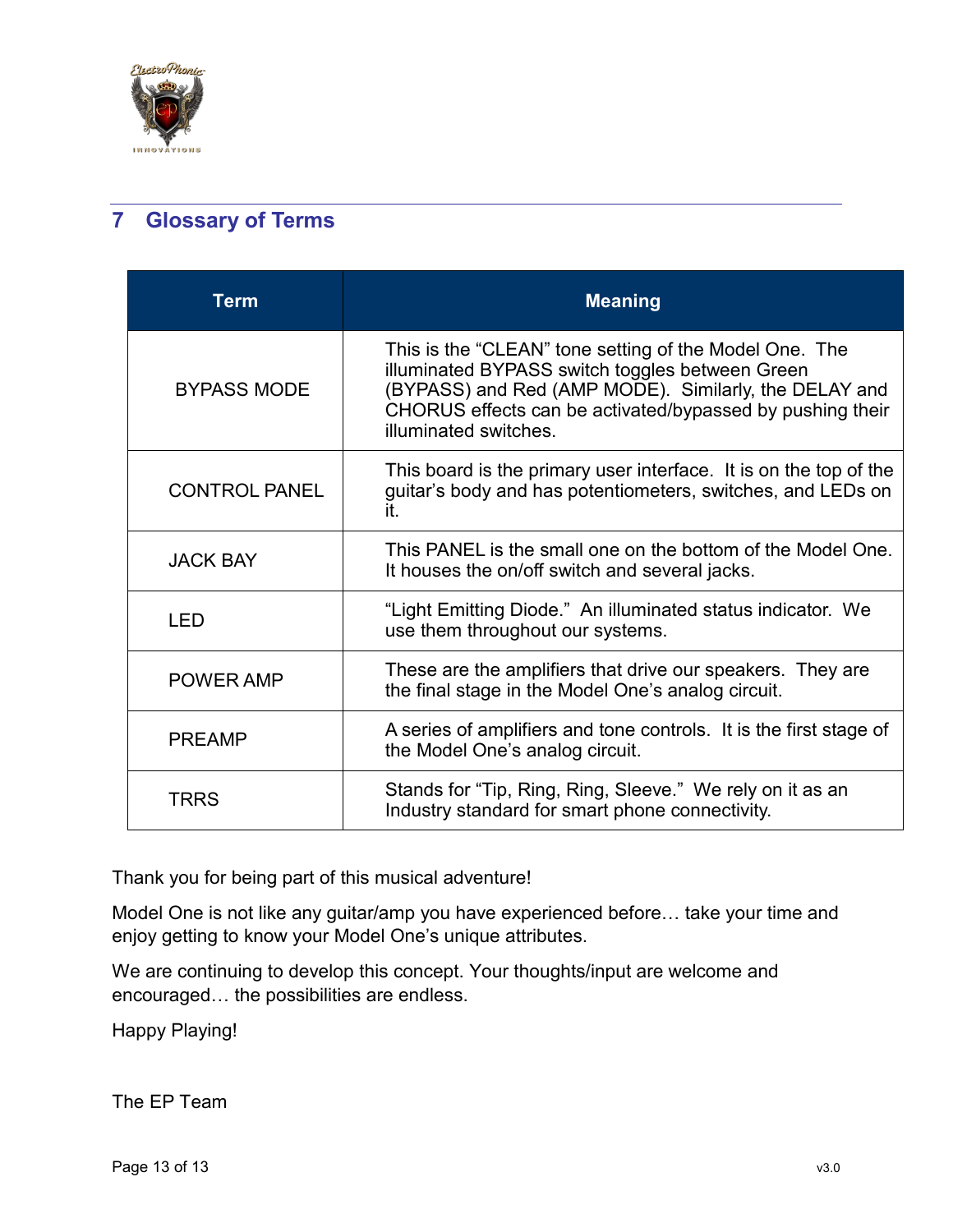## 7 Glossary of Terms

| Term | Meaning |
|---|---|
| BYPASS MODE | This is the “CLEAN” tone setting of the Model One. The illuminated BYPASS switch toggles between Green (BYPASS) and Red (AMP MODE). Similarly, the DELAY and CHORUS effects can be activated/bypassed by pushing their illuminated switches. |
| CONTROL PANEL | This board is the primary user interface. It is on the top of the guitar’s body and has potentiometers, switches, and LEDs on it. |
| JACK BAY | This PANEL is the small one on the bottom of the Model One. It houses the on/off switch and several jacks. |
| LED | “Light Emitting Diode.” An illuminated status indicator. We use them throughout our systems. |
| POWER AMP | These are the amplifiers that drive our speakers. They are the final stage in the Model One’s analog circuit. |
| PREAMP | A series of amplifiers and tone controls. It is the first stage of the Model One’s analog circuit. |
| TRRS | Stands for “Tip, Ring, Ring, Sleeve.” We rely on it as an Industry standard for smart phone connectivity. |

Thank you for being part of this musical adventure!

Model One is not like any guitar/amp you have experienced before… take your time and enjoy getting to know your Model One’s unique attributes.

We are continuing to develop this concept. Your thoughts/input are welcome and encouraged… the possibilities are endless.

Happy Playing!

The EP Team